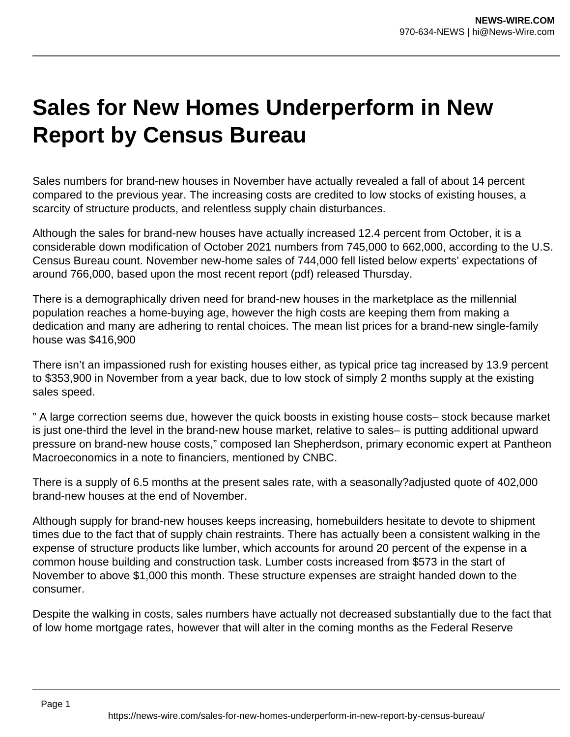# Sales for New Homes Underperform in New Report by Census Bureau

Sales numbers for brand-new houses in November have actually revealed a fall of about 14 percent compared to the previous year. The increasing costs are credited to low stocks of existing houses, a scarcity of structure products, and relentless supply chain disturbances.

Although the sales for brand-new houses have actually increased 12.4 percent from October, it is a considerable down modification of October 2021 numbers from 745,000 to 662,000, according to the U.S. Census Bureau count. November new-home sales of 744,000 fell listed below experts' expectations of around 766,000, based upon the most recent report (pdf) released Thursday.

There is a demographically driven need for brand-new houses in the marketplace as the millennial population reaches a home-buying age, however the high costs are keeping them from making a dedication and many are adhering to rental choices. The mean list prices for a brand-new single-family house was $416,900

There isn't an impassioned rush for existing houses either, as typical price tag increased by 13.9 percent to $353,900 in November from a year back, due to low stock of simply 2 months supply at the existing sales speed.

" A large correction seems due, however the quick boosts in existing house costs– stock because market is just one-third the level in the brand-new house market, relative to sales– is putting additional upward pressure on brand-new house costs," composed Ian Shepherdson, primary economic expert at Pantheon Macroeconomics in a note to financiers, mentioned by CNBC.

There is a supply of 6.5 months at the present sales rate, with a seasonally?adjusted quote of 402,000 brand-new houses at the end of November.

Although supply for brand-new houses keeps increasing, homebuilders hesitate to devote to shipment times due to the fact that of supply chain restraints. There has actually been a consistent walking in the expense of structure products like lumber, which accounts for around 20 percent of the expense in a common house building and construction task. Lumber costs increased from $573 in the start of November to above $1,000 this month. These structure expenses are straight handed down to the consumer.

Despite the walking in costs, sales numbers have actually not decreased substantially due to the fact that of low home mortgage rates, however that will alter in the coming months as the Federal Reserve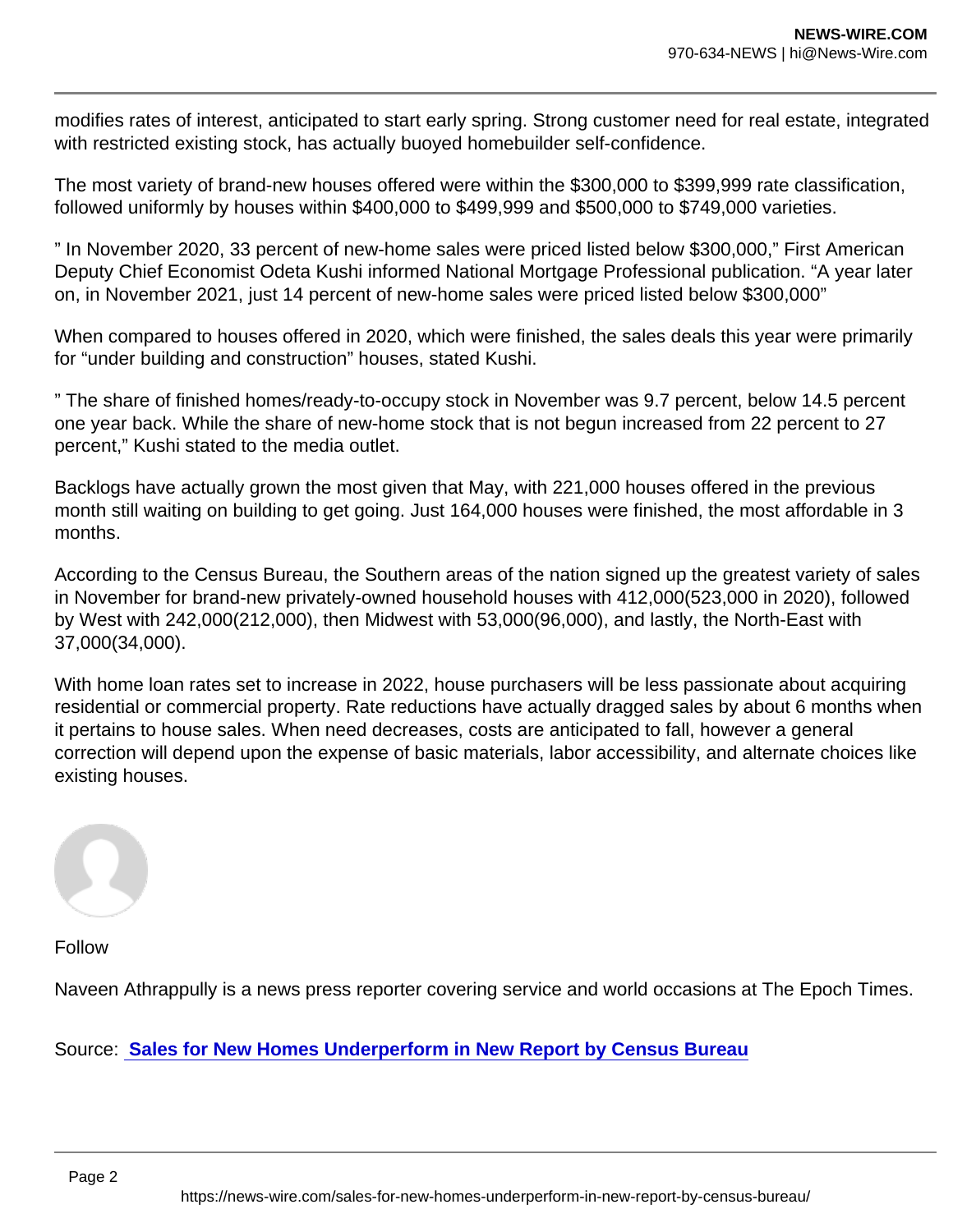modifies rates of interest, anticipated to start early spring. Strong customer need for real estate, integrated with restricted existing stock, has actually buoyed homebuilder self-confidence.

The most variety of brand-new houses offered were within the $300,000 to $399,999 rate classification, followed uniformly by houses within $400,000 to $499,999 and $500,000 to $749,000 varieties.

” In November 2020, 33 percent of new-home sales were priced listed below $300,000,” First American Deputy Chief Economist Odeta Kushi informed National Mortgage Professional publication. “A year later on, in November 2021, just 14 percent of new-home sales were priced listed below $300,000”

When compared to houses offered in 2020, which were finished, the sales deals this year were primarily for “under building and construction” houses, stated Kushi.

” The share of finished homes/ready-to-occupy stock in November was 9.7 percent, below 14.5 percent one year back. While the share of new-home stock that is not begun increased from 22 percent to 27 percent,” Kushi stated to the media outlet.

Backlogs have actually grown the most given that May, with 221,000 houses offered in the previous month still waiting on building to get going. Just 164,000 houses were finished, the most affordable in 3 months.

According to the Census Bureau, the Southern areas of the nation signed up the greatest variety of sales in November for brand-new privately-owned household houses with 412,000(523,000 in 2020), followed by West with 242,000(212,000), then Midwest with 53,000(96,000), and lastly, the North-East with 37,000(34,000).

With home loan rates set to increase in 2022, house purchasers will be less passionate about acquiring residential or commercial property. Rate reductions have actually dragged sales by about 6 months when it pertains to house sales. When need decreases, costs are anticipated to fall, however a general correction will depend upon the expense of basic materials, labor accessibility, and alternate choices like existing houses.

Follow

Naveen Athrappully is a news press reporter covering service and world occasions at The Epoch Times.

Source: [Sales for New Homes Underperform in New Report by Census Bureau](https://news-wire.com/sales-for-new-homes-underperform-in-new-report-by-census-bureau/)